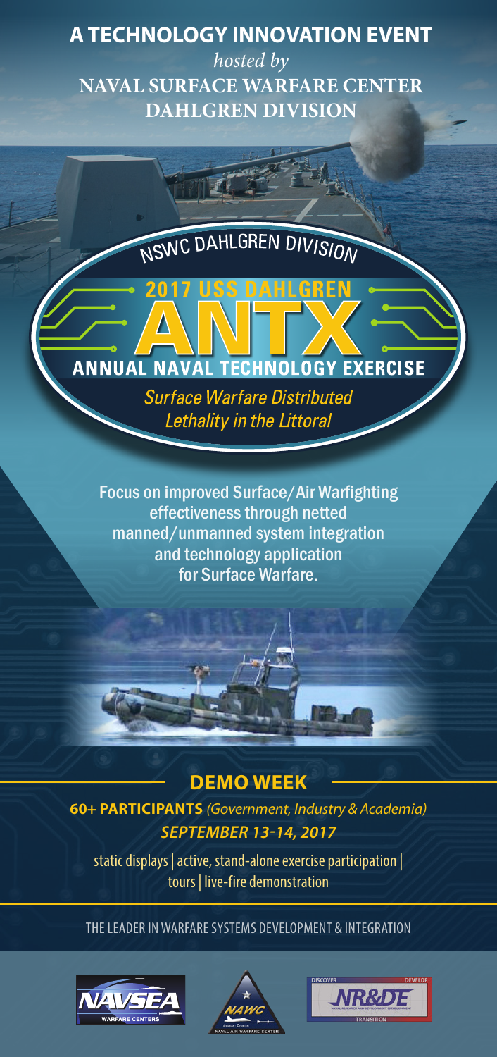# A TECHNOLOGY INNOVATION EVENT

*hosted by*

**NAVAL SURFACE WARFARE CENTER DAHLGREN DIVISION**

NSWC DAHLGREN DIVISION

## 2017 USS DAHLGREN

# ANTX

## ANNUAL NAVAL TECHNOLOGY EXERCISE

*Surface Warfare Distributed Lethality in the Littoral*

Focus on improved Surface/Air Warfighting effectiveness through netted manned/unmanned system integration and technology application for Surface Warfare.

## DEMO WEEK

**60+ PARTICIPANTS** *(Government, Industry & Academia)*

***SEPTEMBER 13-14, 2017***

static displays | active, stand-alone exercise participation | tours | live-fire demonstration

THE LEADER IN WARFARE SYSTEMS DEVELOPMENT & INTEGRATION

NAVSEA WARFARE CENTERS

NAWC NAVAL AIR WARFARE CENTER AIRCRAFT DIVISION

DISCOVER NR&DE DEVELOP NAVAL RESEARCH AND DEVELOPMENT ESTABLISHMENT TRANSITION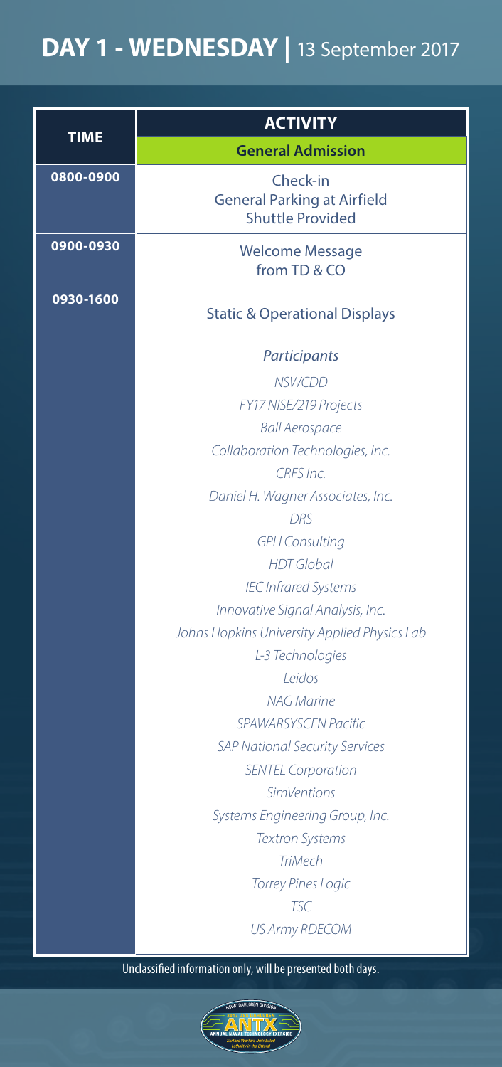# **DAY 1 - WEDNESDAY |** 13 September 2017

| TIME | ACTIVITY |
| --- | --- |
| | **General Admission** |
| **0800-0900** | Check-in<br>General Parking at Airfield<br>Shuttle Provided |
| **0900-0930** | Welcome Message<br>from TD & CO |
| **0930-1600** | Static & Operational Displays<br><br>***Participants***<br>*NSWCDD*<br>*FY17 NISE/219 Projects*<br>*Ball Aerospace*<br>*Collaboration Technologies, Inc.*<br>*CRFS Inc.*<br>*Daniel H. Wagner Associates, Inc.*<br>*DRS*<br>*GPH Consulting*<br>*HDT Global*<br>*IEC Infrared Systems*<br>*Innovative Signal Analysis, Inc.*<br>*Johns Hopkins University Applied Physics Lab*<br>*L-3 Technologies*<br>*Leidos*<br>*NAG Marine*<br>*SPAWARSYSCEN Pacific*<br>*SAP National Security Services*<br>*SENTEL Corporation*<br>*SimVentions*<br>*Systems Engineering Group, Inc.*<br>*Textron Systems*<br>*TriMech*<br>*Torrey Pines Logic*<br>*TSC*<br>*US Army RDECOM* |

Unclassified information only, will be presented both days.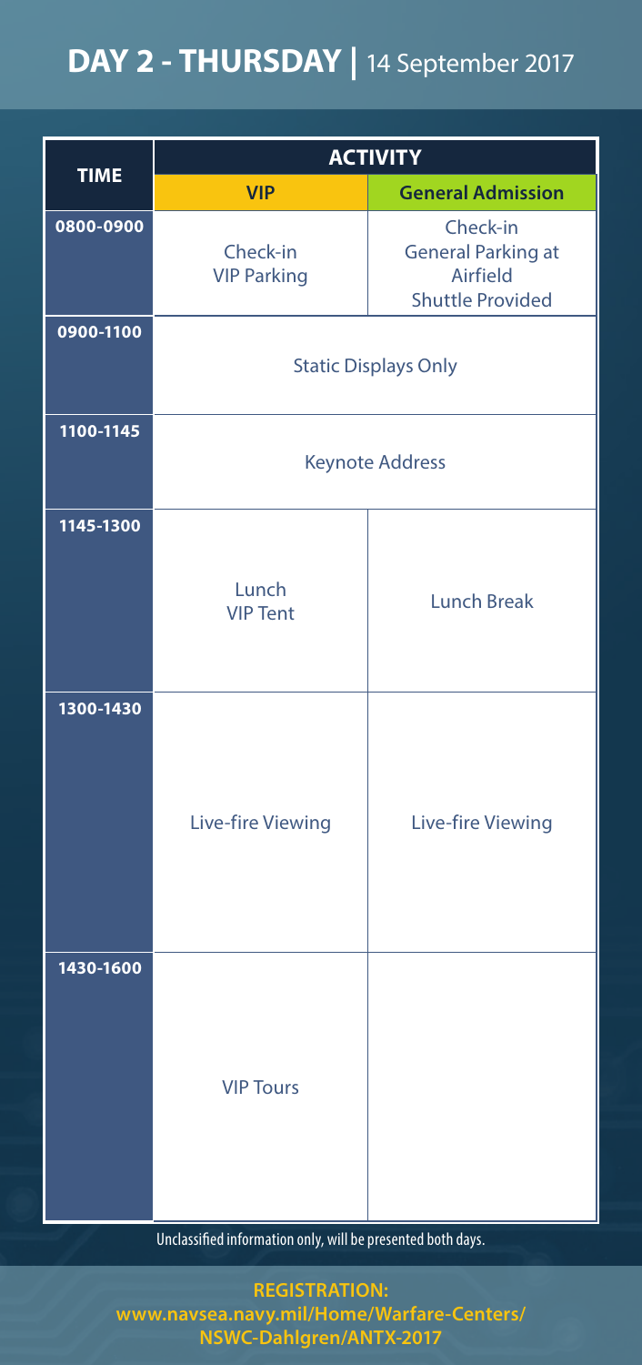# DAY 2 - THURSDAY | 14 September 2017

| TIME | ACTIVITY | |
|---|---|---|
| | **VIP** | **General Admission** |
| 0800-0900 | Check-in VIP Parking | Check-in General Parking at Airfield Shuttle Provided |
| 0900-1100 | Static Displays Only | |
| 1100-1145 | Keynote Address | |
| 1145-1300 | Lunch VIP Tent | Lunch Break |
| 1300-1430 | Live-fire Viewing | Live-fire Viewing |
| 1430-1600 | VIP Tours | |

Unclassified information only, will be presented both days.

**REGISTRATION:**
**www.navsea.navy.mil/Home/Warfare-Centers/NSWC-Dahlgren/ANTX-2017**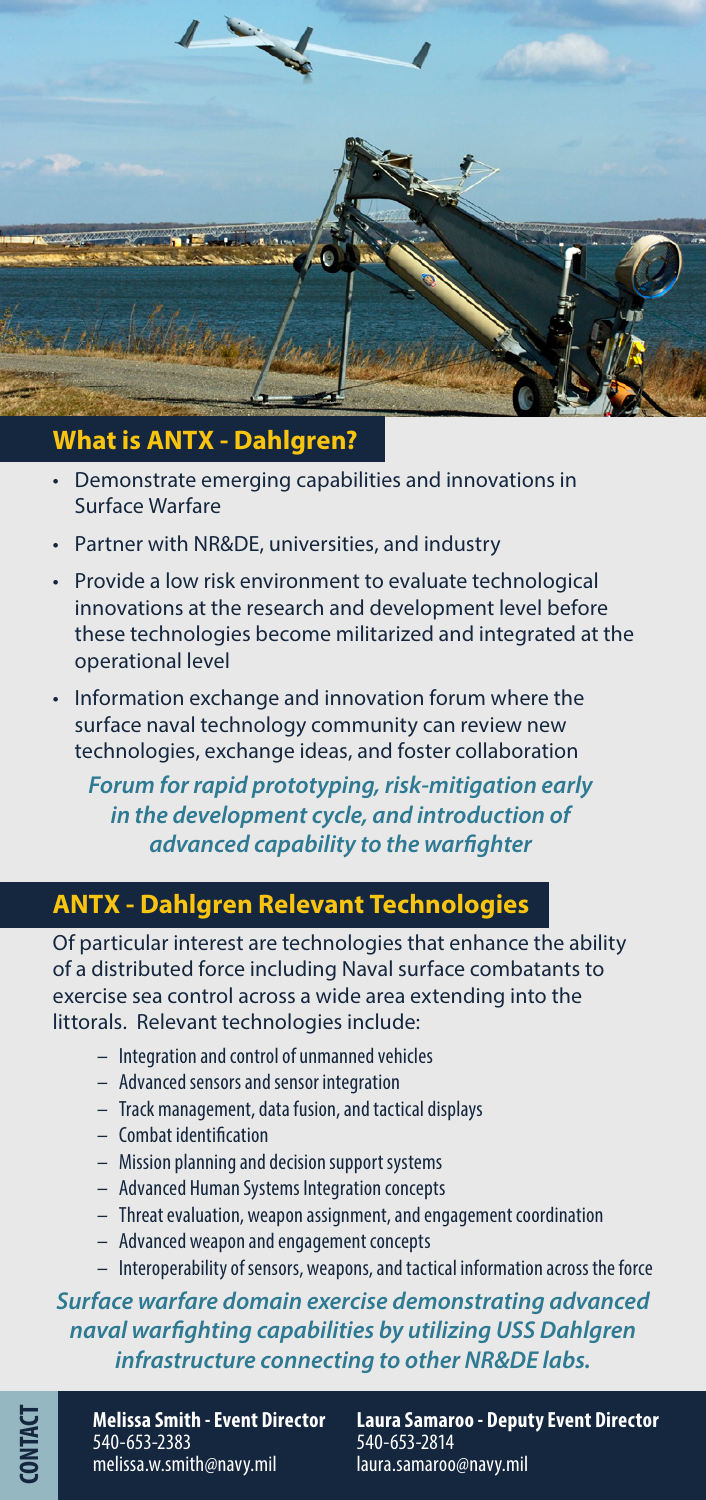## What is ANTX - Dahlgren?

- Demonstrate emerging capabilities and innovations in Surface Warfare
- Partner with NR&DE, universities, and industry
- Provide a low risk environment to evaluate technological innovations at the research and development level before these technologies become militarized and integrated at the operational level
- Information exchange and innovation forum where the surface naval technology community can review new technologies, exchange ideas, and foster collaboration

***Forum for rapid prototyping, risk-mitigation early in the development cycle, and introduction of advanced capability to the warfighter***

## ANTX - Dahlgren Relevant Technologies

Of particular interest are technologies that enhance the ability of a distributed force including Naval surface combatants to exercise sea control across a wide area extending into the littorals. Relevant technologies include:

- Integration and control of unmanned vehicles
- Advanced sensors and sensor integration
- Track management, data fusion, and tactical displays
- Combat identification
- Mission planning and decision support systems
- Advanced Human Systems Integration concepts
- Threat evaluation, weapon assignment, and engagement coordination
- Advanced weapon and engagement concepts
- Interoperability of sensors, weapons, and tactical information across the force

***Surface warfare domain exercise demonstrating advanced naval warfighting capabilities by utilizing USS Dahlgren infrastructure connecting to other NR&DE labs.***

**CONTACT**

**Melissa Smith - Event Director**
540-653-2383
melissa.w.smith@navy.mil

**Laura Samaroo - Deputy Event Director**
540-653-2814
laura.samaroo@navy.mil